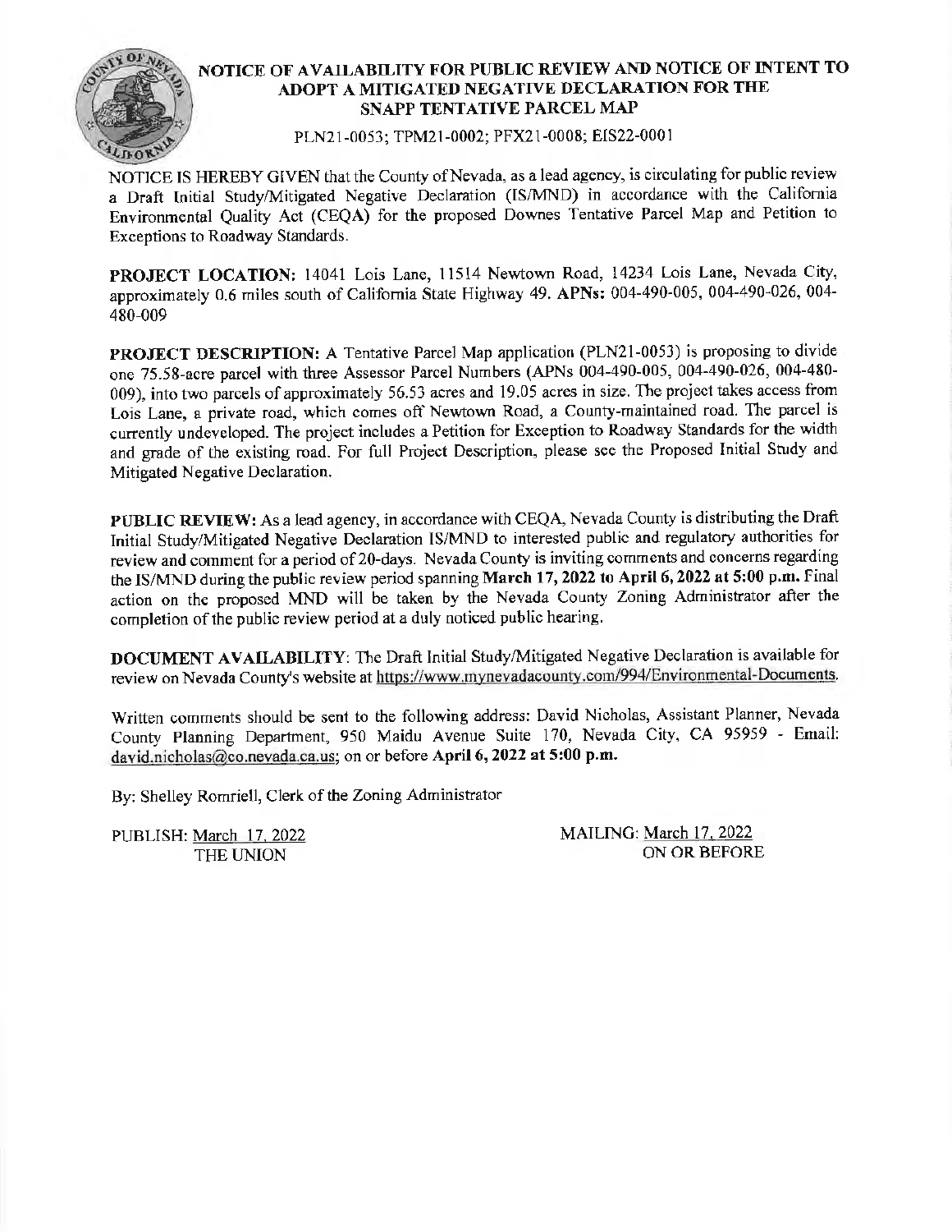# NOTICE OF AVAILABILITY FOR PUBLIC REVIEW AND NOTICE OF INTENT TO ADOPT A MITIGATED NEGATIVE DECLARATION FOR THE SNAPP TENTATIVE PARCEL MAP

PLN21-0053; TPM21-0002; PFX21-0008; EIS22-0001

NOTICE IS HEREBY GIVEN that the County of Nevada, as a lead agency, is circulating for public review a Draft Initial Study/Mitigated Negative Declaration (IS/MND) in accordance with the California Environmental Quality Act (CEQA) for the proposed Downes Tentative Parcel Map and Petition to Exceptions to Roadway Standards.

**PROJECT LOCATION:** 14041 Lois Lane, 11514 Newtown Road, 14234 Lois Lane, Nevada City, approximately 0.6 miles south of California State Highway 49. **APNs:** 004-490-005, 004-490-026, 004-480-009

**PROJECT DESCRIPTION:** A Tentative Parcel Map application (PLN21-0053) is proposing to divide one 75.58-acre parcel with three Assessor Parcel Numbers (APNs 004-490-005, 004-490-026, 004-480-009), into two parcels of approximately 56.53 acres and 19.05 acres in size. The project takes access from Lois Lane, a private road, which comes off Newtown Road, a County-maintained road. The parcel is currently undeveloped. The project includes a Petition for Exception to Roadway Standards for the width and grade of the existing road. For full Project Description, please see the Proposed Initial Study and Mitigated Negative Declaration.

**PUBLIC REVIEW:** As a lead agency, in accordance with CEQA, Nevada County is distributing the Draft Initial Study/Mitigated Negative Declaration IS/MND to interested public and regulatory authorities for review and comment for a period of 20-days. Nevada County is inviting comments and concerns regarding the IS/MND during the public review period spanning **March 17, 2022 to April 6, 2022 at 5:00 p.m.** Final action on the proposed MND will be taken by the Nevada County Zoning Administrator after the completion of the public review period at a duly noticed public hearing.

**DOCUMENT AVAILABILITY**: The Draft Initial Study/Mitigated Negative Declaration is available for review on Nevada County's website at https://www.mynevadacounty.com/994/Environmental-Documents.

Written comments should be sent to the following address: David Nicholas, Assistant Planner, Nevada County Planning Department, 950 Maidu Avenue Suite 170, Nevada City, CA 95959 - Email: david.nicholas@co.nevada.ca.us; on or before **April 6, 2022 at 5:00 p.m.**

By: Shelley Romriell, Clerk of the Zoning Administrator

PUBLISH: March 17, 2022
THE UNION

MAILING: March 17, 2022
ON OR BEFORE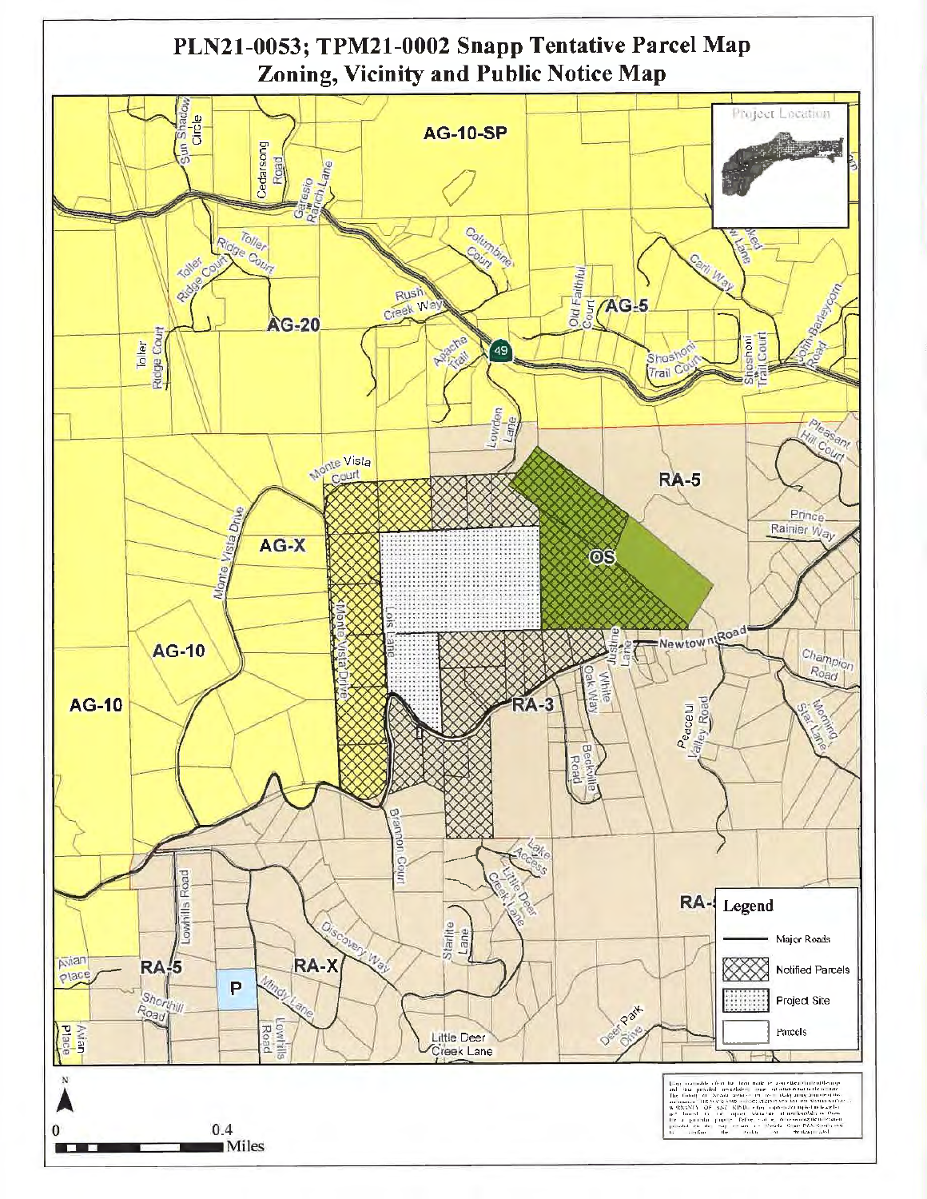# PLN21-0053; TPM21-0002 Snapp Tentative Parcel Map
## Zoning, Vicinity and Public Notice Map

Project Location

AG-10-SP

AG-20

AG-5

AG-X

AG-10

AG-10

RA-5

OS

RA-3

RA-5

RA-X

P

Sun Shadow Circle

Cedarsong Road

Garesio Ranch Lane

Toller Ridge Court

Toller Ridge Court

Toller Ridge Court

Columbine Court

Rush Creek Way

Old Faithful Court

Ceri Way

Shoshoni Trail Court

Shoshoni Trail Court

John Barleycorn Road

Apache Trail

49

Lowden Lane

Pleasant Hill Court

Prince Rainier Way

Monte Vista Court

Monte Vista Drive

Monte Vista Drive

Lois Lane

Justine Lane

Newtown Road

Champion Road

White Oak Way

Beckville Road

Peaceful Valley Road

Morning Star Lane

Brannon Court

Lake Access

Little Deer Creek Lane

Starlite Lane

Discovery Way

Lowhills Road

Avian Place

Shorthill Road

Mindy Lane

Lowhills Road

Avian Place

Little Deer Creek Lane

Deer Park Drive

**Legend**

Major Roads

Notified Parcels

Project Site

Parcels

N

0 0.4 Miles